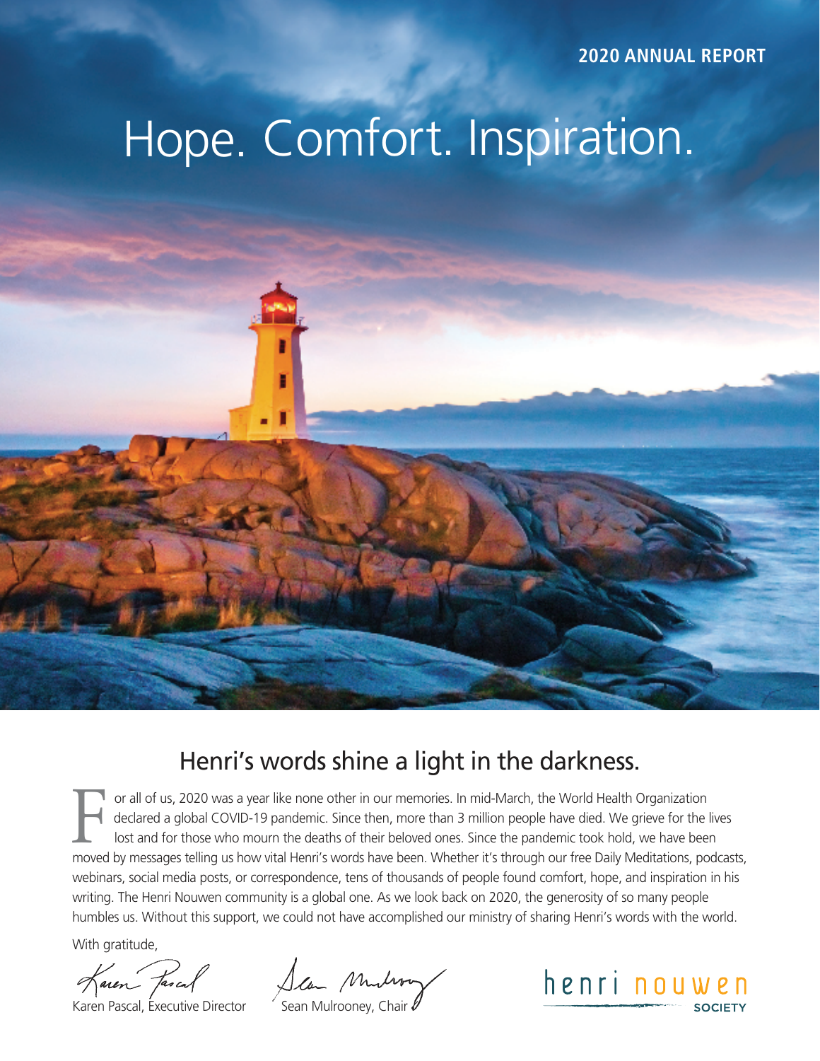**2020 ANNUAL REPORT**

# Hope. Comfort. Inspiration.

## Henri's words shine a light in the darkness.

For all of us, 2020 was a year like none other in our memories. In mid-March, the World Health Organization declared a global COVID-19 pandemic. Since then, more than 3 million people have died. We grieve for the lives lost and for those who mourn the deaths of their beloved ones. Since the pandemic took hold, we have been moved by messages telling us how vital Henri's words have been. Whether it's through our free Daily Meditations, podcasts, webinars, social media posts, or correspondence, tens of thousands of people found comfort, hope, and inspiration in his writing. The Henri Nouwen community is a global one. As we look back on 2020, the generosity of so many people humbles us. Without this support, we could not have accomplished our ministry of sharing Henri's words with the world.

With gratitude,

Karen Pascal, Executive Director

Sean Mulrooney, Chair

henri nouwen SOCIETY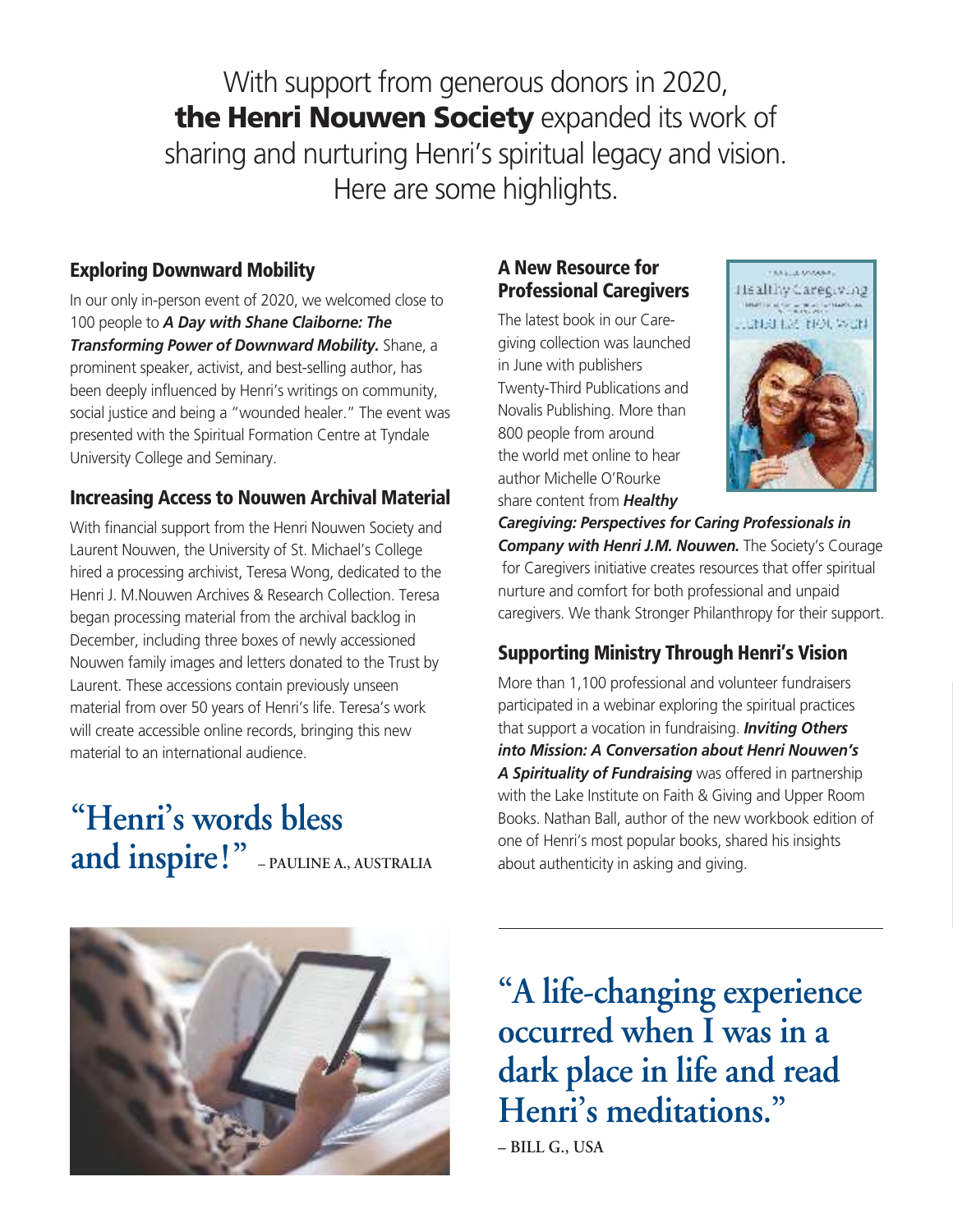With support from generous donors in 2020, **the Henri Nouwen Society** expanded its work of sharing and nurturing Henri's spiritual legacy and vision. Here are some highlights.

## Exploring Downward Mobility

In our only in-person event of 2020, we welcomed close to 100 people to ***A Day with Shane Claiborne: The Transforming Power of Downward Mobility.*** Shane, a prominent speaker, activist, and best-selling author, has been deeply influenced by Henri's writings on community, social justice and being a "wounded healer." The event was presented with the Spiritual Formation Centre at Tyndale University College and Seminary.

## Increasing Access to Nouwen Archival Material

With financial support from the Henri Nouwen Society and Laurent Nouwen, the University of St. Michael's College hired a processing archivist, Teresa Wong, dedicated to the Henri J. M.Nouwen Archives & Research Collection. Teresa began processing material from the archival backlog in December, including three boxes of newly accessioned Nouwen family images and letters donated to the Trust by Laurent. These accessions contain previously unseen material from over 50 years of Henri's life. Teresa's work will create accessible online records, bringing this new material to an international audience.

**"Henri's words bless and inspire!"** – PAULINE A., AUSTRALIA

## A New Resource for Professional Caregivers

The latest book in our Caregiving collection was launched in June with publishers Twenty-Third Publications and Novalis Publishing. More than 800 people from around the world met online to hear author Michelle O'Rourke share content from ***Healthy Caregiving: Perspectives for Caring Professionals in Company with Henri J.M. Nouwen.*** The Society's Courage for Caregivers initiative creates resources that offer spiritual nurture and comfort for both professional and unpaid caregivers. We thank Stronger Philanthropy for their support.

## Supporting Ministry Through Henri's Vision

More than 1,100 professional and volunteer fundraisers participated in a webinar exploring the spiritual practices that support a vocation in fundraising. ***Inviting Others into Mission: A Conversation about Henri Nouwen's A Spirituality of Fundraising*** was offered in partnership with the Lake Institute on Faith & Giving and Upper Room Books. Nathan Ball, author of the new workbook edition of one of Henri's most popular books, shared his insights about authenticity in asking and giving.

**"A life-changing experience occurred when I was in a dark place in life and read Henri's meditations."**

– BILL G., USA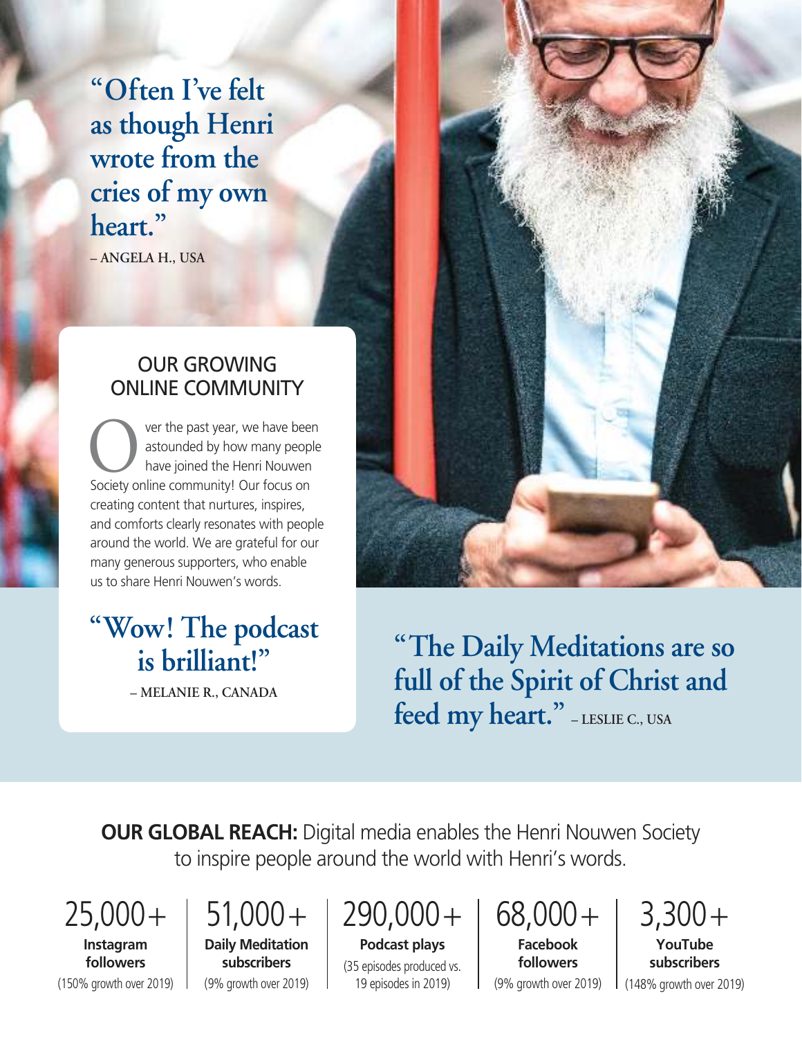> **"Often I've felt as though Henri wrote from the cries of my own heart."**
> – ANGELA H., USA

## OUR GROWING ONLINE COMMUNITY

Over the past year, we have been astounded by how many people have joined the Henri Nouwen Society online community! Our focus on creating content that nurtures, inspires, and comforts clearly resonates with people around the world. We are grateful for our many generous supporters, who enable us to share Henri Nouwen's words.

> **"Wow! The podcast is brilliant!"**
> – MELANIE R., CANADA

> **"The Daily Meditations are so full of the Spirit of Christ and feed my heart."** – LESLIE C., USA

**OUR GLOBAL REACH:** Digital media enables the Henri Nouwen Society to inspire people around the world with Henri's words.

| 25,000+ | 51,000+ | 290,000+ | 68,000+ | 3,300+ |
|---|---|---|---|---|
| **Instagram followers** | **Daily Meditation subscribers** | **Podcast plays** | **Facebook followers** | **YouTube subscribers** |
| (150% growth over 2019) | (9% growth over 2019) | (35 episodes produced vs. 19 episodes in 2019) | (9% growth over 2019) | (148% growth over 2019) |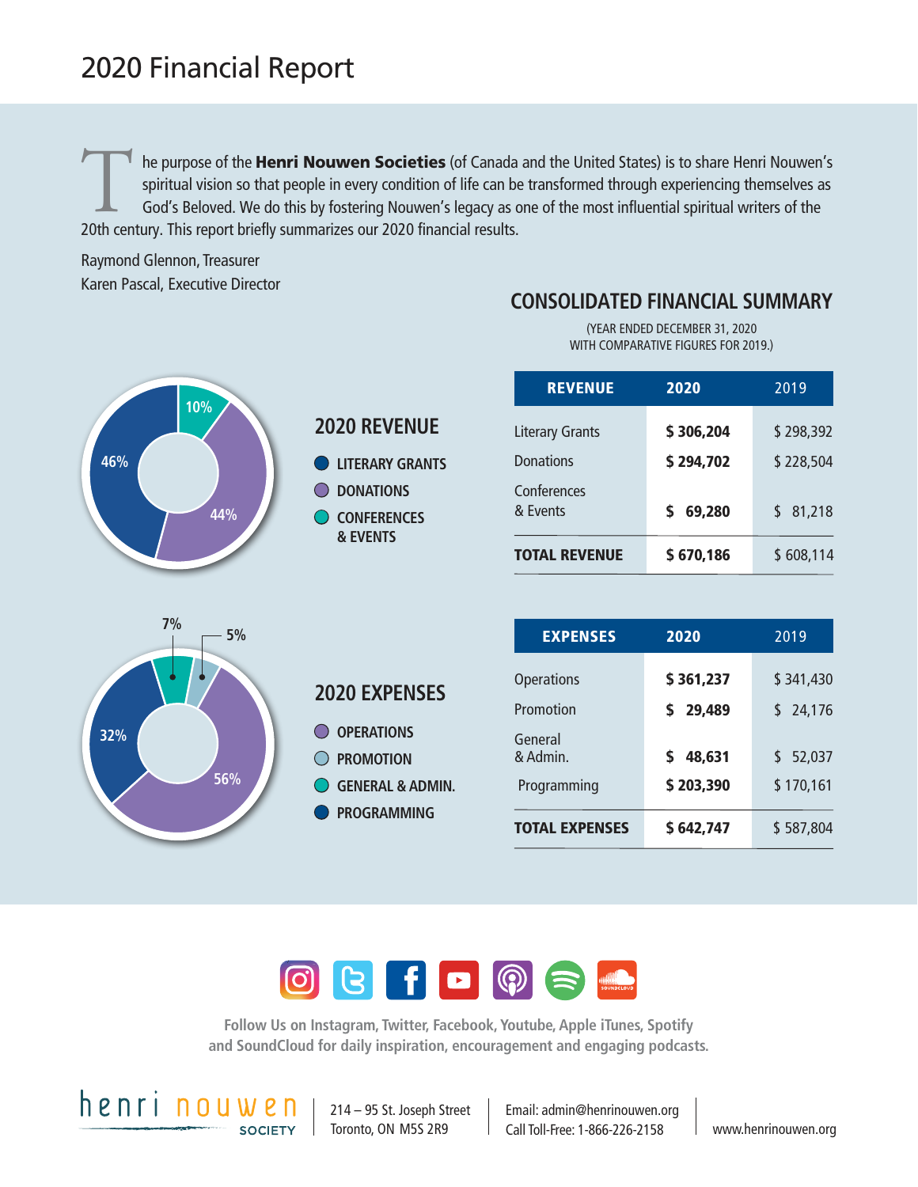# 2020 Financial Report

The purpose of the **Henri Nouwen Societies** (of Canada and the United States) is to share Henri Nouwen's spiritual vision so that people in every condition of life can be transformed through experiencing themselves as God's Beloved. We do this by fostering Nouwen's legacy as one of the most influential spiritual writers of the 20th century. This report briefly summarizes our 2020 financial results.

Raymond Glennon, Treasurer
Karen Pascal, Executive Director

## CONSOLIDATED FINANCIAL SUMMARY

(YEAR ENDED DECEMBER 31, 2020
WITH COMPARATIVE FIGURES FOR 2019.)

### 2020 REVENUE

10%
46%
44%

- LITERARY GRANTS
- DONATIONS
- CONFERENCES & EVENTS

| REVENUE | 2020 | 2019 |
|---|---|---|
| Literary Grants | **$ 306,204** | $ 298,392 |
| Donations | **$ 294,702** | $ 228,504 |
| Conferences & Events | **$ 69,280** | $ 81,218 |
| **TOTAL REVENUE** | **$ 670,186** | $ 608,114 |

### 2020 EXPENSES

7%
5%
32%
56%

- OPERATIONS
- PROMOTION
- GENERAL & ADMIN.
- PROGRAMMING

| EXPENSES | 2020 | 2019 |
|---|---|---|
| Operations | **$ 361,237** | $ 341,430 |
| Promotion | **$ 29,489** | $ 24,176 |
| General & Admin. | **$ 48,631** | $ 52,037 |
| Programming | **$ 203,390** | $ 170,161 |
| **TOTAL EXPENSES** | **$ 642,747** | $ 587,804 |

Follow Us on Instagram, Twitter, Facebook, Youtube, Apple iTunes, Spotify and SoundCloud for daily inspiration, encouragement and engaging podcasts.

henri nouwen SOCIETY | 214 – 95 St. Joseph Street, Toronto, ON M5S 2R9 | Email: admin@henrinouwen.org, Call Toll-Free: 1-866-226-2158 | www.henrinouwen.org